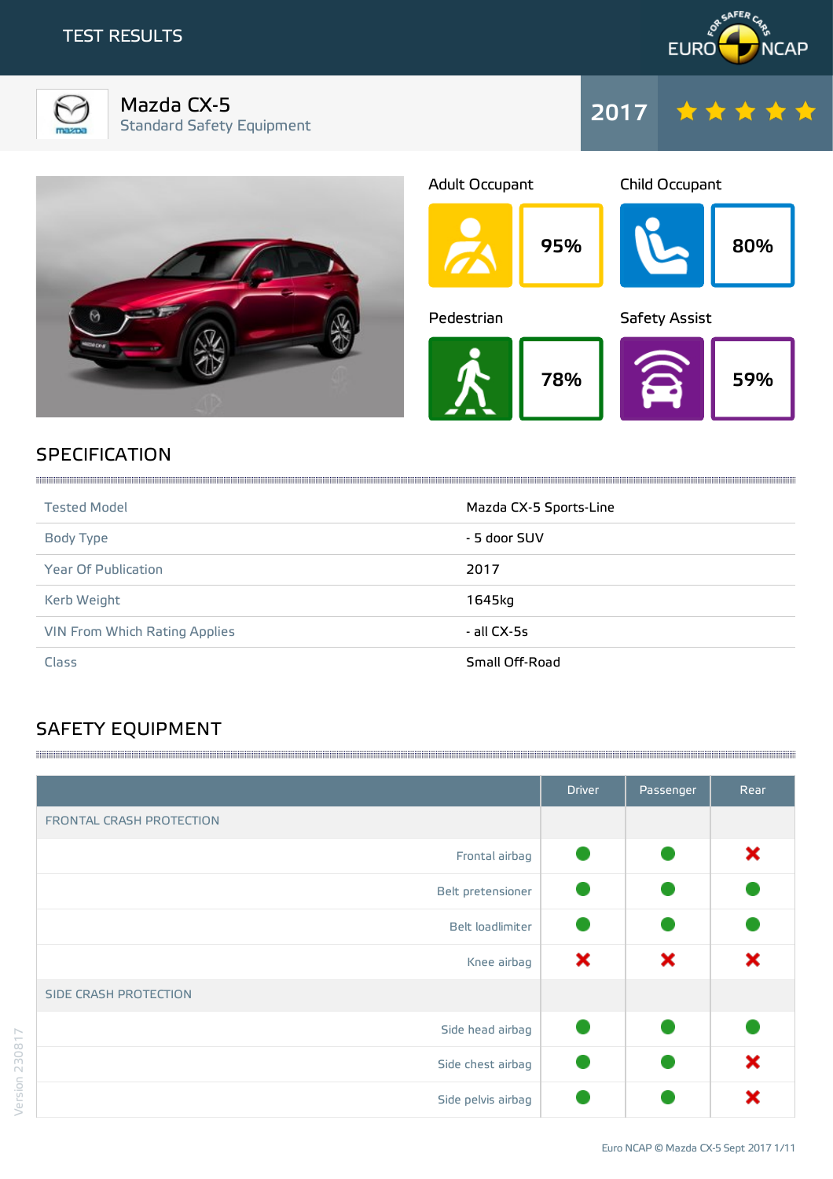# TEST RESULTS

## Mazda CX-5

Standard Safety Equipment

2017 ★★★★★

| Adult Occupant | Child Occupant | Pedestrian | Safety Assist |
|---|---|---|---|
| 95% | 80% | 78% | 59% |

## SPECIFICATION

| | |
|---|---|
| Tested Model | Mazda CX-5 Sports-Line |
| Body Type | - 5 door SUV |
| Year Of Publication | 2017 |
| Kerb Weight | 1645kg |
| VIN From Which Rating Applies | - all CX-5s |
| Class | Small Off-Road |

## SAFETY EQUIPMENT

| | Driver | Passenger | Rear |
|---|---|---|---|
| FRONTAL CRASH PROTECTION | | | |
| Frontal airbag | ● | ● | ✖ |
| Belt pretensioner | ● | ● | ● |
| Belt loadlimiter | ● | ● | ● |
| Knee airbag | ✖ | ✖ | ✖ |
| SIDE CRASH PROTECTION | | | |
| Side head airbag | ● | ● | ● |
| Side chest airbag | ● | ● | ✖ |
| Side pelvis airbag | ● | ● | ✖ |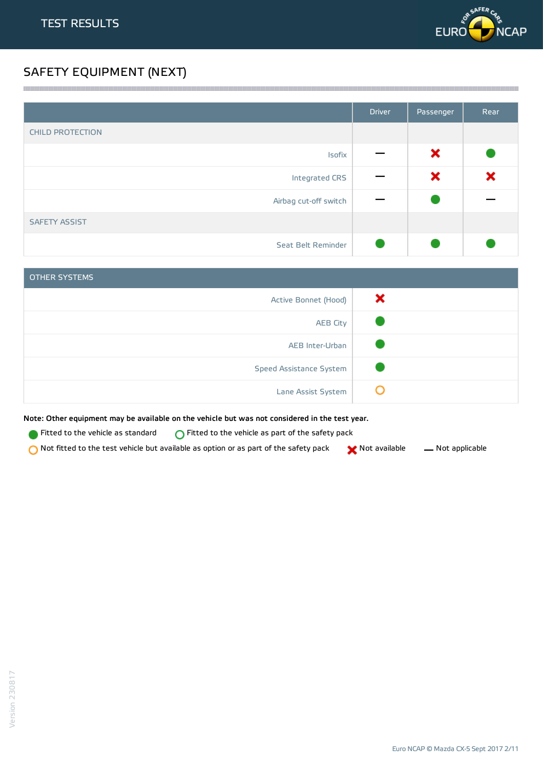# TEST RESULTS

## SAFETY EQUIPMENT (NEXT)

| | Driver | Passenger | Rear |
|---|---|---|---|
| CHILD PROTECTION | | | |
| Isofix | — | ✖ | ● |
| Integrated CRS | — | ✖ | ✖ |
| Airbag cut-off switch | — | ● | — |
| SAFETY ASSIST | | | |
| Seat Belt Reminder | ● | ● | ● |

| OTHER SYSTEMS | |
|---|---|
| Active Bonnet (Hood) | ✖ |
| AEB City | ● |
| AEB Inter-Urban | ● |
| Speed Assistance System | ● |
| Lane Assist System | ○ (orange) |

**Note: Other equipment may be available on the vehicle but was not considered in the test year.**

● Fitted to the vehicle as standard ○ Fitted to the vehicle as part of the safety pack

○ (orange) Not fitted to the test vehicle but available as option or as part of the safety pack ✖ Not available — Not applicable

Version 230817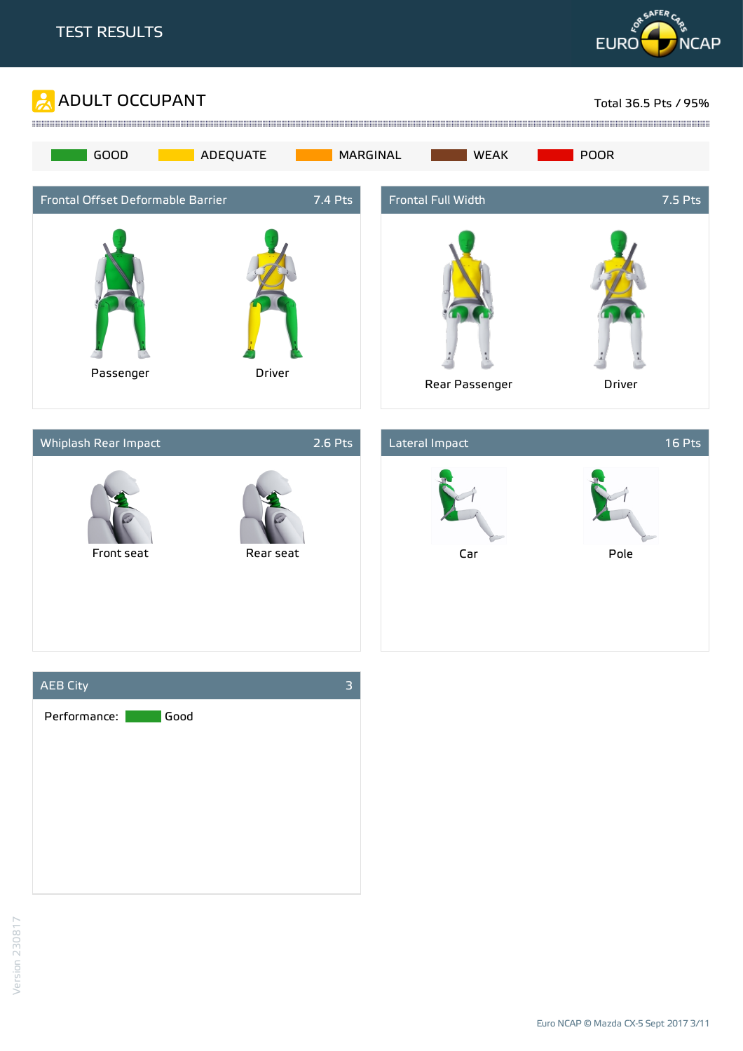# TEST RESULTS

## ADULT OCCUPANT

Total 36.5 Pts / 95%

GOOD | ADEQUATE | MARGINAL | WEAK | POOR

### Frontal Offset Deformable Barrier — 7.4 Pts

Passenger

Driver

### Frontal Full Width — 7.5 Pts

Rear Passenger

Driver

### Whiplash Rear Impact — 2.6 Pts

Front seat

Rear seat

### Lateral Impact — 16 Pts

Car

Pole

### AEB City — 3

Performance: Good

Version 230817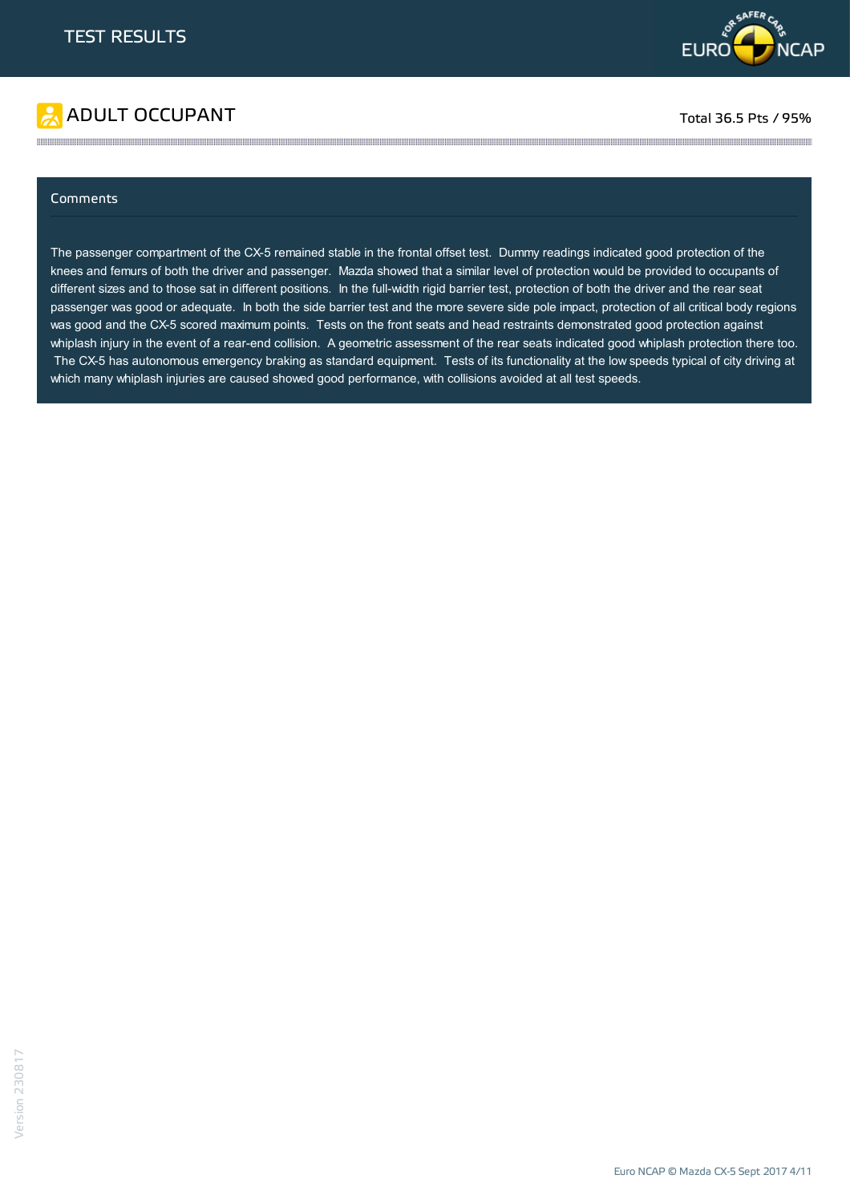# TEST RESULTS

## ADULT OCCUPANT

Total 36.5 Pts / 95%

### Comments

The passenger compartment of the CX-5 remained stable in the frontal offset test. Dummy readings indicated good protection of the knees and femurs of both the driver and passenger. Mazda showed that a similar level of protection would be provided to occupants of different sizes and to those sat in different positions. In the full-width rigid barrier test, protection of both the driver and the rear seat passenger was good or adequate. In both the side barrier test and the more severe side pole impact, protection of all critical body regions was good and the CX-5 scored maximum points. Tests on the front seats and head restraints demonstrated good protection against whiplash injury in the event of a rear-end collision. A geometric assessment of the rear seats indicated good whiplash protection there too. The CX-5 has autonomous emergency braking as standard equipment. Tests of its functionality at the low speeds typical of city driving at which many whiplash injuries are caused showed good performance, with collisions avoided at all test speeds.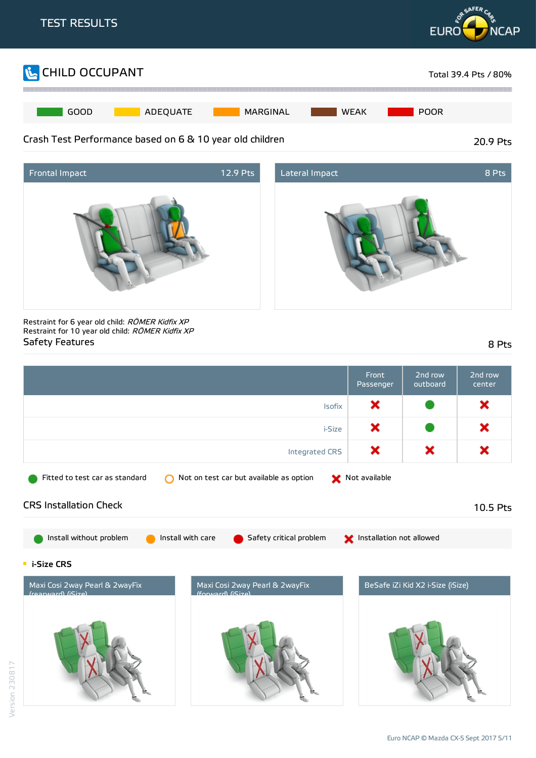# TEST RESULTS

## CHILD OCCUPANT

Total 39.4 Pts / 80%

GOOD | ADEQUATE | MARGINAL | WEAK | POOR

### Crash Test Performance based on 6 & 10 year old children

20.9 Pts

**Frontal Impact** 12.9 Pts

**Lateral Impact** 8 Pts

Restraint for 6 year old child: *RÖMER Kidfix XP*
Restraint for 10 year old child: *RÖMER Kidfix XP*

### Safety Features

8 Pts

| | Front Passenger | 2nd row outboard | 2nd row center |
|---|---|---|---|
| Isofix | Not available | Fitted to test car as standard | Not available |
| i-Size | Not available | Fitted to test car as standard | Not available |
| Integrated CRS | Not available | Not available | Not available |

Fitted to test car as standard | Not on test car but available as option | Not available

### CRS Installation Check

10.5 Pts

Install without problem | Install with care | Safety critical problem | Installation not allowed

**i-Size CRS**

Maxi Cosi 2way Pearl & 2wayFix (rearward) (iSize)

Maxi Cosi 2way Pearl & 2wayFix (forward) (iSize)

BeSafe iZi Kid X2 i-Size (iSize)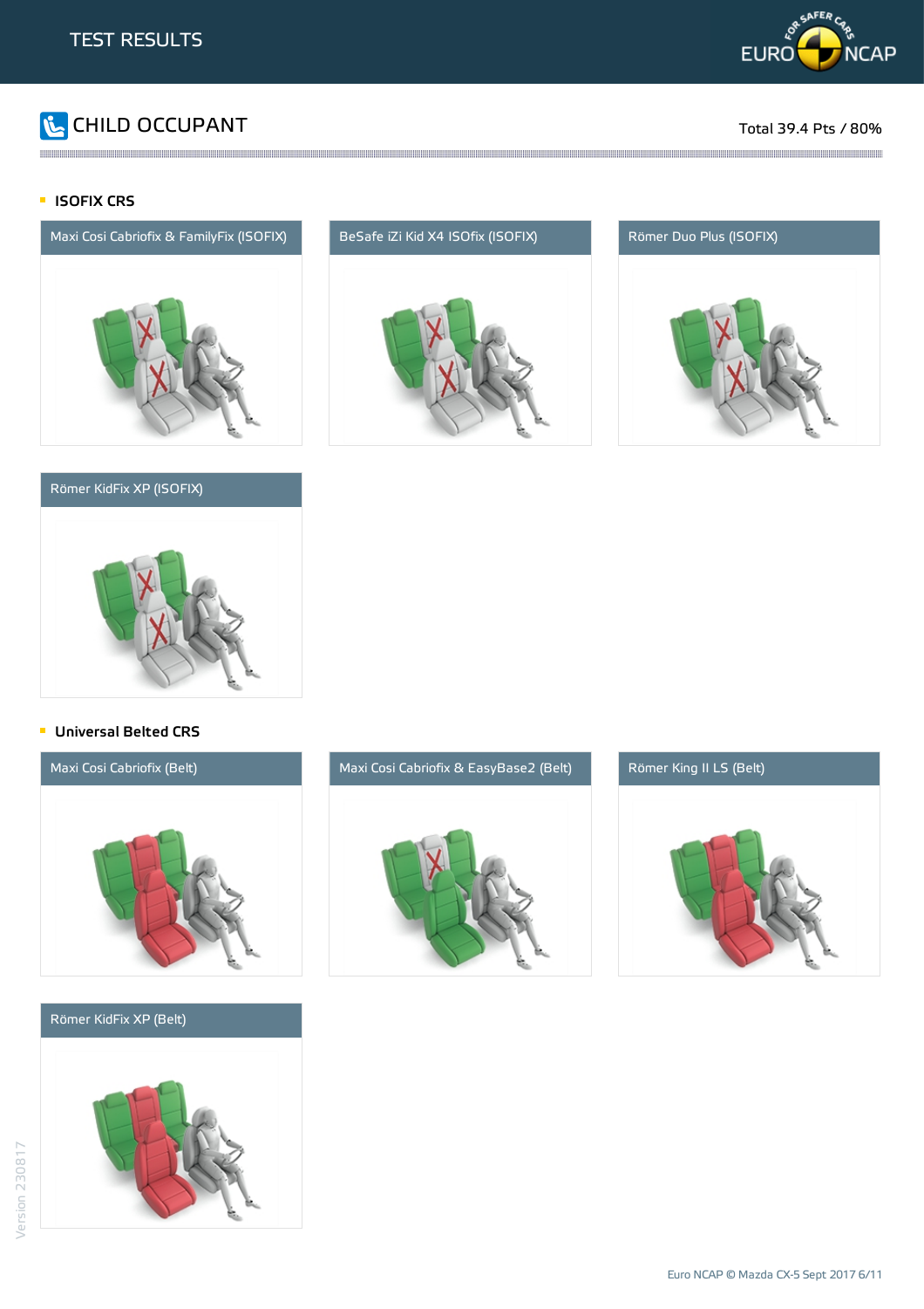# TEST RESULTS

## CHILD OCCUPANT

Total 39.4 Pts / 80%

### ISOFIX CRS

Maxi Cosi Cabriofix & FamilyFix (ISOFIX)

BeSafe iZi Kid X4 ISOfix (ISOFIX)

Römer Duo Plus (ISOFIX)

Römer KidFix XP (ISOFIX)

### Universal Belted CRS

Maxi Cosi Cabriofix (Belt)

Maxi Cosi Cabriofix & EasyBase2 (Belt)

Römer King II LS (Belt)

Römer KidFix XP (Belt)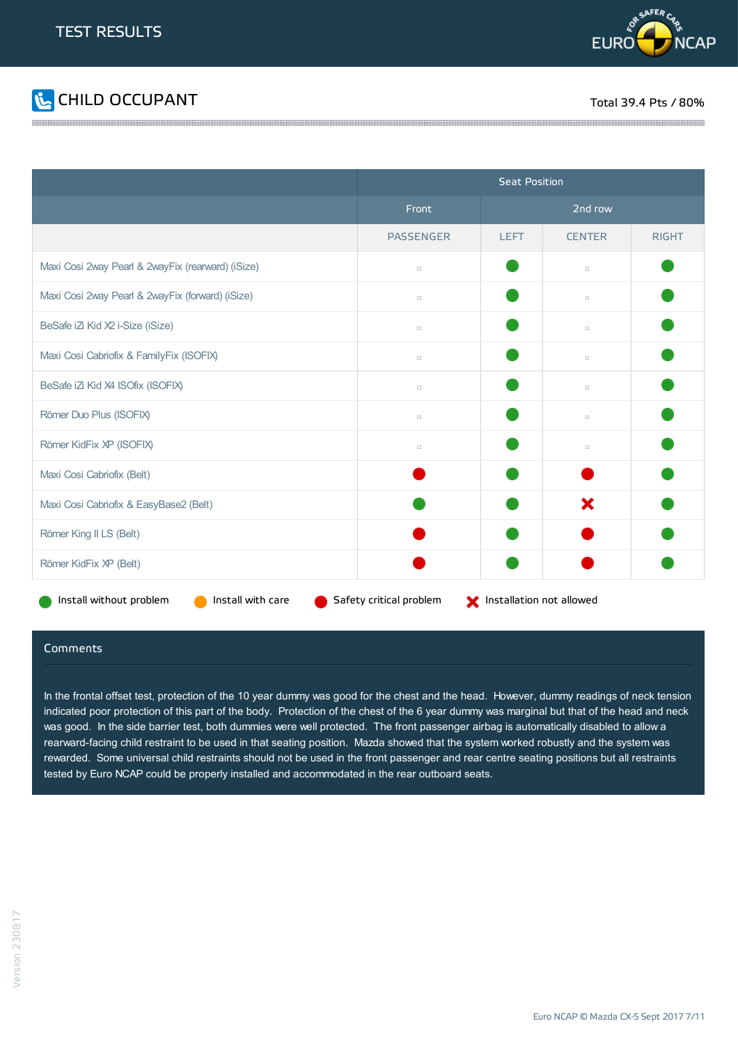# TEST RESULTS

## CHILD OCCUPANT

Total 39.4 Pts / 80%

| | Seat Position | | | |
|---|---|---|---|---|
| | Front | 2nd row | | |
| | PASSENGER | LEFT | CENTER | RIGHT |
| Maxi Cosi 2way Pearl & 2wayFix (rearward) (iSize) | ▫ | Install without problem | ▫ | Install without problem |
| Maxi Cosi 2way Pearl & 2wayFix (forward) (iSize) | ▫ | Install without problem | ▫ | Install without problem |
| BeSafe iZi Kid X2 i-Size (iSize) | ▫ | Install without problem | ▫ | Install without problem |
| Maxi Cosi Cabriofix & FamilyFix (ISOFIX) | ▫ | Install without problem | ▫ | Install without problem |
| BeSafe iZi Kid X4 ISOfix (ISOFIX) | ▫ | Install without problem | ▫ | Install without problem |
| Römer Duo Plus (ISOFIX) | ▫ | Install without problem | ▫ | Install without problem |
| Römer KidFix XP (ISOFIX) | ▫ | Install without problem | ▫ | Install without problem |
| Maxi Cosi Cabriofix (Belt) | Safety critical problem | Install without problem | Safety critical problem | Install without problem |
| Maxi Cosi Cabriofix & EasyBase2 (Belt) | Install without problem | Install without problem | Installation not allowed | Install without problem |
| Römer King II LS (Belt) | Safety critical problem | Install without problem | Safety critical problem | Install without problem |
| Römer KidFix XP (Belt) | Safety critical problem | Install without problem | Safety critical problem | Install without problem |

Install without problem · Install with care · Safety critical problem · Installation not allowed

### Comments

In the frontal offset test, protection of the 10 year dummy was good for the chest and the head. However, dummy readings of neck tension indicated poor protection of this part of the body. Protection of the chest of the 6 year dummy was marginal but that of the head and neck was good. In the side barrier test, both dummies were well protected. The front passenger airbag is automatically disabled to allow a rearward-facing child restraint to be used in that seating position. Mazda showed that the system worked robustly and the system was rewarded. Some universal child restraints should not be used in the front passenger and rear centre seating positions but all restraints tested by Euro NCAP could be properly installed and accommodated in the rear outboard seats.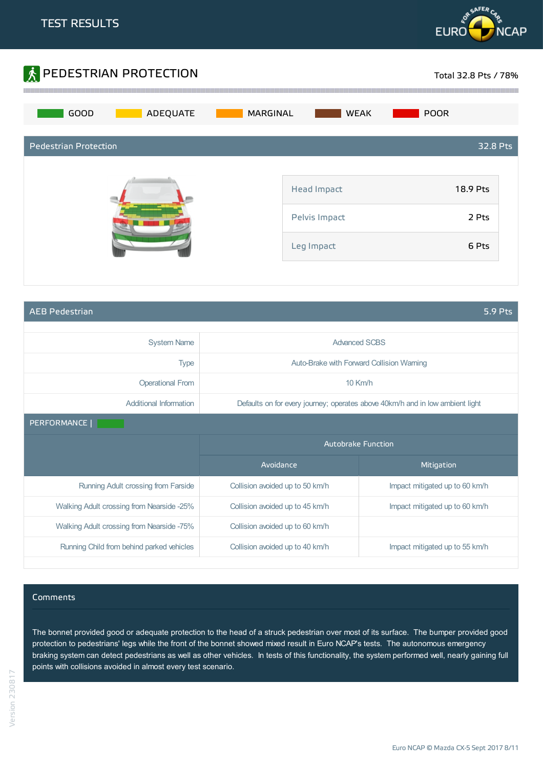# TEST RESULTS

## PEDESTRIAN PROTECTION

Total 32.8 Pts / 78%

GOOD | ADEQUATE | MARGINAL | WEAK | POOR

### Pedestrian Protection — 32.8 Pts

| | |
|---|---|
| Head Impact | 18.9 Pts |
| Pelvis Impact | 2 Pts |
| Leg Impact | 6 Pts |

### AEB Pedestrian — 5.9 Pts

| | |
|---|---|
| System Name | Advanced SCBS |
| Type | Auto-Brake with Forward Collision Warning |
| Operational From | 10 Km/h |
| Additional Information | Defaults on for every journey; operates above 40km/h and in low ambient light |

PERFORMANCE |

| | Autobrake Function | |
|---|---|---|
| | Avoidance | Mitigation |
| Running Adult crossing from Farside | Collision avoided up to 50 km/h | Impact mitigated up to 60 km/h |
| Walking Adult crossing from Nearside -25% | Collision avoided up to 45 km/h | Impact mitigated up to 60 km/h |
| Walking Adult crossing from Nearside -75% | Collision avoided up to 60 km/h | |
| Running Child from behind parked vehicles | Collision avoided up to 40 km/h | Impact mitigated up to 55 km/h |

### Comments

The bonnet provided good or adequate protection to the head of a struck pedestrian over most of its surface. The bumper provided good protection to pedestrians' legs while the front of the bonnet showed mixed result in Euro NCAP's tests. The autonomous emergency braking system can detect pedestrians as well as other vehicles. In tests of this functionality, the system performed well, nearly gaining full points with collisions avoided in almost every test scenario.

Version 230817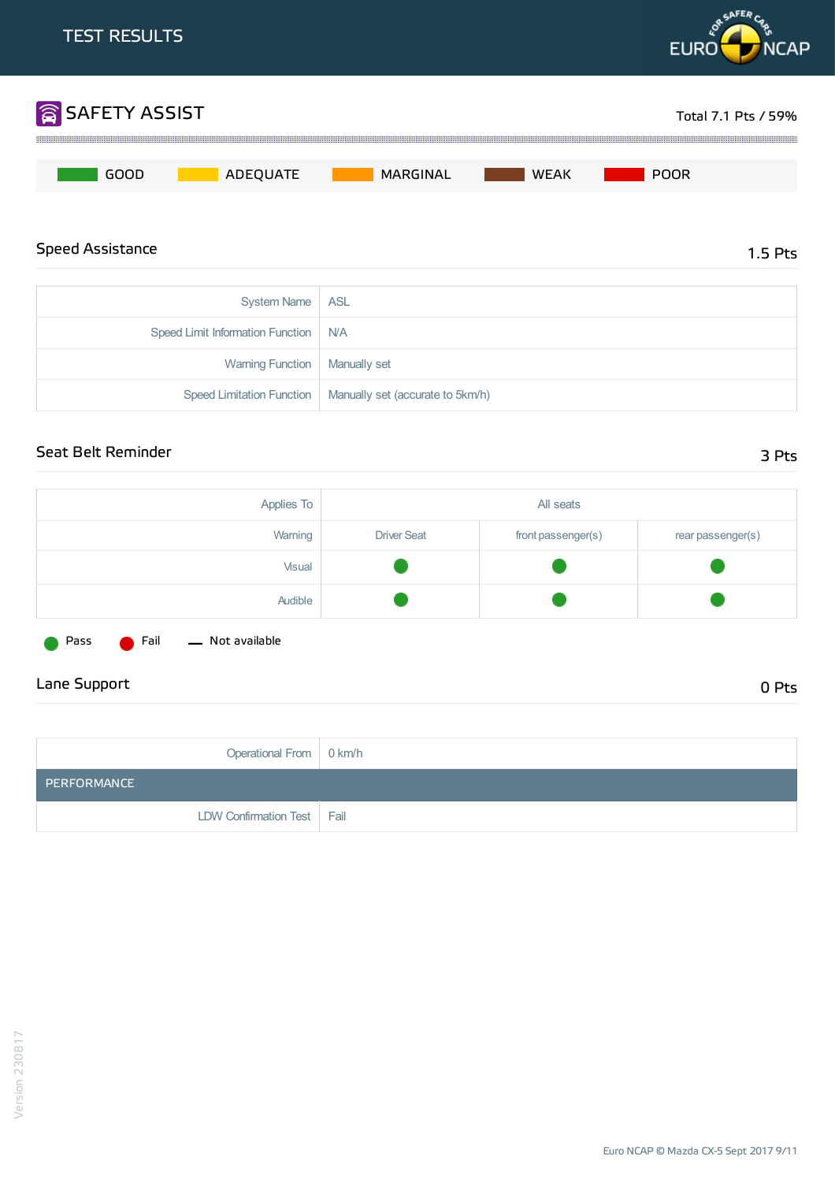# TEST RESULTS

## SAFETY ASSIST

Total 7.1 Pts / 59%

GOOD | ADEQUATE | MARGINAL | WEAK | POOR

### Speed Assistance

1.5 Pts

| | |
|---|---|
| System Name | ASL |
| Speed Limit Information Function | N/A |
| Warning Function | Manually set |
| Speed Limitation Function | Manually set (accurate to 5km/h) |

### Seat Belt Reminder

3 Pts

| Applies To | All seats | | |
|---|---|---|---|
| Warning | Driver Seat | front passenger(s) | rear passenger(s) |
| Visual | Pass | Pass | Pass |
| Audible | Pass | Pass | Pass |

Pass | Fail | — Not available

### Lane Support

0 Pts

| | |
|---|---|
| Operational From | 0 km/h |
| **PERFORMANCE** | |
| LDW Confirmation Test | Fail |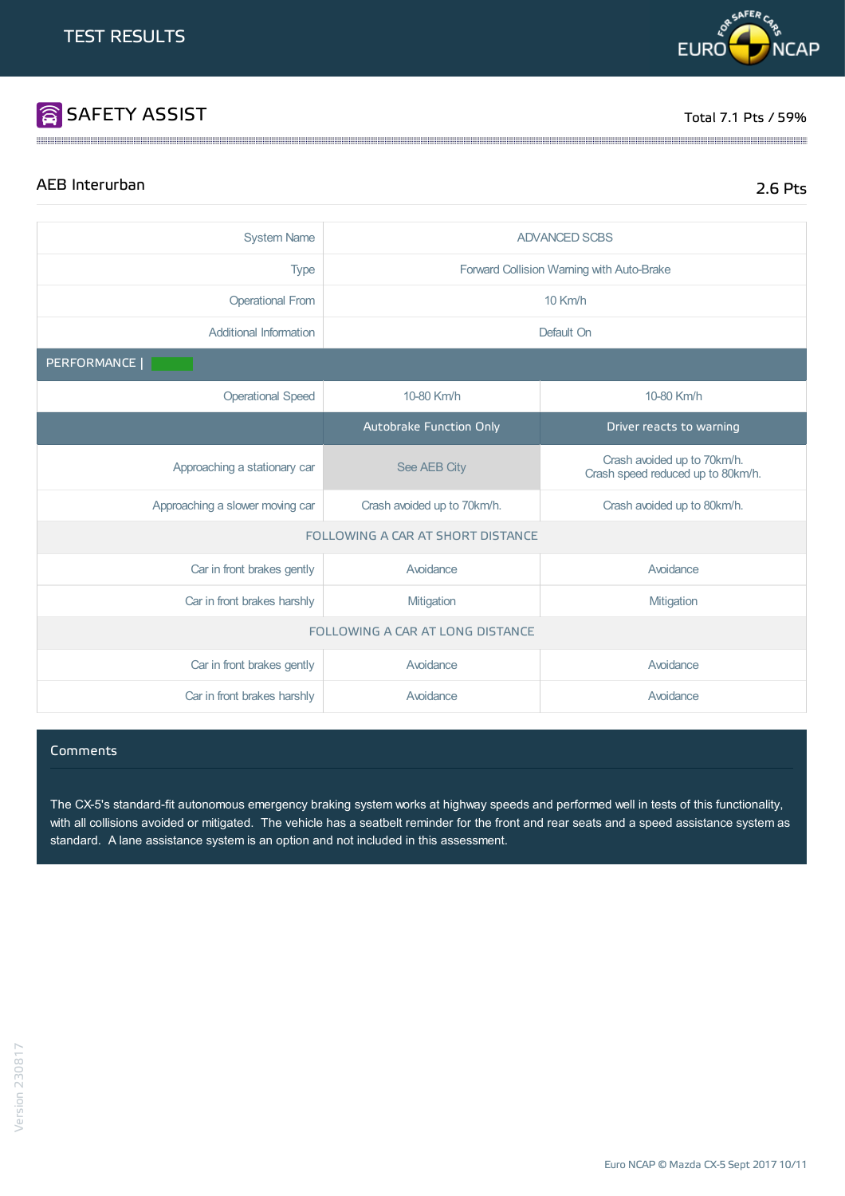# TEST RESULTS

## SAFETY ASSIST

Total 7.1 Pts / 59%

### AEB Interurban

2.6 Pts

| System Name | ADVANCED SCBS | |
|---|---|---|
| Type | Forward Collision Warning with Auto-Brake | |
| Operational From | 10 Km/h | |
| Additional Information | Default On | |
| **PERFORMANCE \|** | | |
| Operational Speed | 10-80 Km/h | 10-80 Km/h |
| | **Autobrake Function Only** | **Driver reacts to warning** |
| Approaching a stationary car | See AEB City | Crash avoided up to 70km/h. Crash speed reduced up to 80km/h. |
| Approaching a slower moving car | Crash avoided up to 70km/h. | Crash avoided up to 80km/h. |
| **FOLLOWING A CAR AT SHORT DISTANCE** | | |
| Car in front brakes gently | Avoidance | Avoidance |
| Car in front brakes harshly | Mitigation | Mitigation |
| **FOLLOWING A CAR AT LONG DISTANCE** | | |
| Car in front brakes gently | Avoidance | Avoidance |
| Car in front brakes harshly | Avoidance | Avoidance |

### Comments

The CX-5's standard-fit autonomous emergency braking system works at highway speeds and performed well in tests of this functionality, with all collisions avoided or mitigated. The vehicle has a seatbelt reminder for the front and rear seats and a speed assistance system as standard. A lane assistance system is an option and not included in this assessment.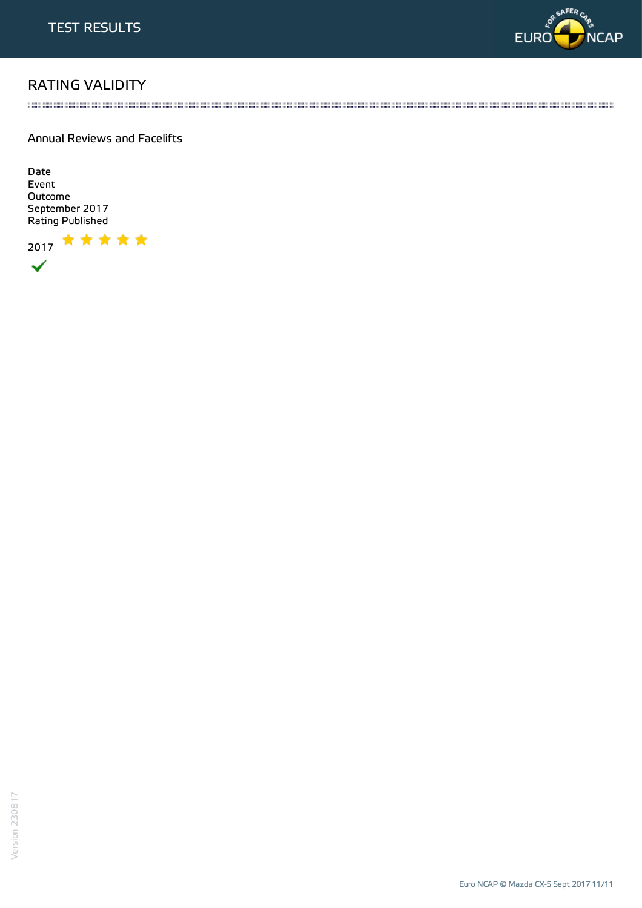TEST RESULTS

# RATING VALIDITY

## Annual Reviews and Facelifts

Date
Event
Outcome
September 2017
Rating Published
2017 ★★★★★
✓